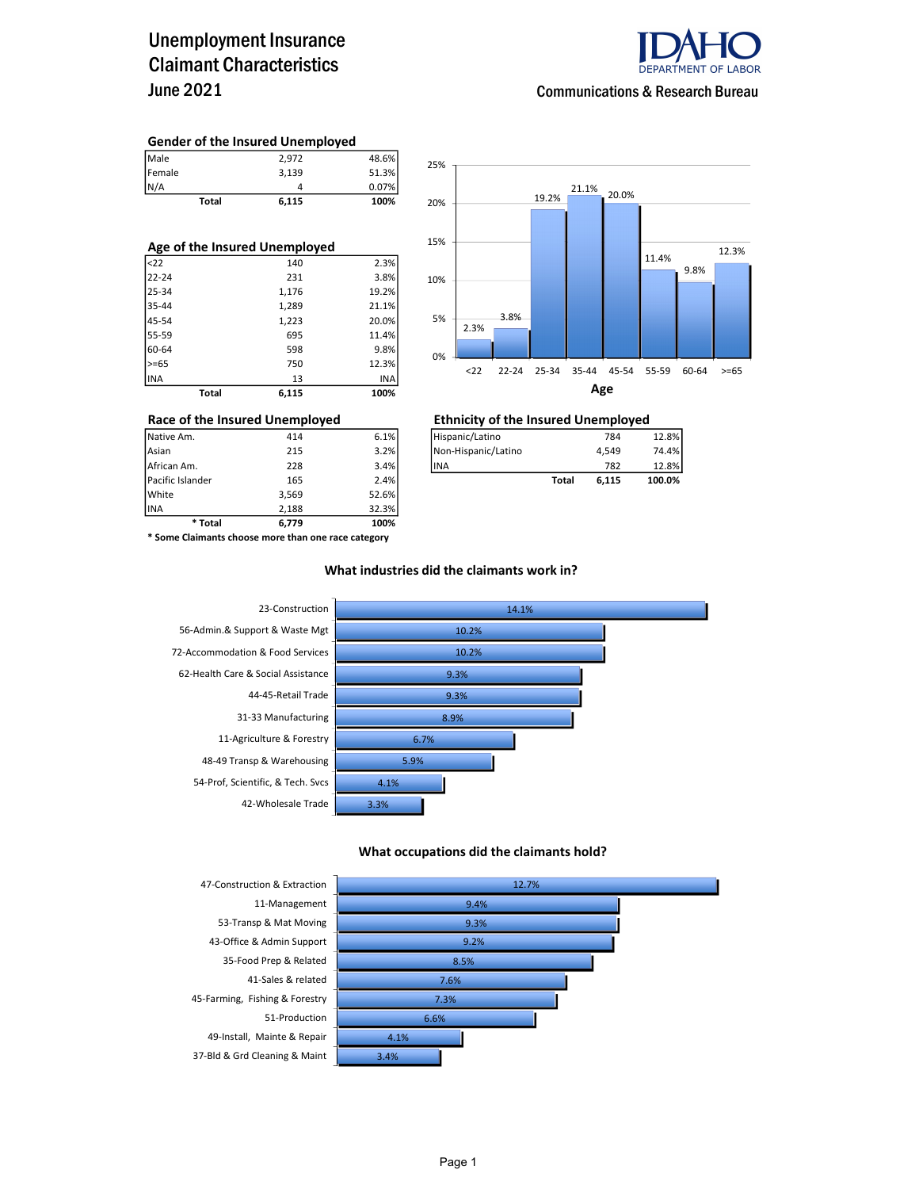# Unemployment Insurance Claimant Characteristics
## June 2021

IDAHO DEPARTMENT OF LABOR

Communications & Research Bureau

### Gender of the Insured Unemployed

| | | |
|---|---|---|
| Male | 2,972 | 48.6% |
| Female | 3,139 | 51.3% |
| N/A | 4 | 0.07% |
| **Total** | **6,115** | **100%** |

### Age of the Insured Unemployed

| | | |
|---|---|---|
| <22 | 140 | 2.3% |
| 22-24 | 231 | 3.8% |
| 25-34 | 1,176 | 19.2% |
| 35-44 | 1,289 | 21.1% |
| 45-54 | 1,223 | 20.0% |
| 55-59 | 695 | 11.4% |
| 60-64 | 598 | 9.8% |
| >=65 | 750 | 12.3% |
| INA | 13 | INA |
| **Total** | **6,115** | **100%** |

| Age | <22 | 22-24 | 25-34 | 35-44 | 45-54 | 55-59 | 60-64 | >=65 |
|---|---|---|---|---|---|---|---|---|
| % | 2.3% | 3.8% | 19.2% | 21.1% | 20.0% | 11.4% | 9.8% | 12.3% |

### Race of the Insured Unemployed

| | | |
|---|---|---|
| Native Am. | 414 | 6.1% |
| Asian | 215 | 3.2% |
| African Am. | 228 | 3.4% |
| Pacific Islander | 165 | 2.4% |
| White | 3,569 | 52.6% |
| INA | 2,188 | 32.3% |
| **\* Total** | **6,779** | **100%** |

**\* Some Claimants choose more than one race category**

### Ethnicity of the Insured Unemployed

| | | |
|---|---|---|
| Hispanic/Latino | 784 | 12.8% |
| Non-Hispanic/Latino | 4,549 | 74.4% |
| INA | 782 | 12.8% |
| **Total** | **6,115** | **100.0%** |

### What industries did the claimants work in?

| Industry | % |
|---|---|
| 23-Construction | 14.1% |
| 56-Admin.& Support & Waste Mgt | 10.2% |
| 72-Accommodation & Food Services | 10.2% |
| 62-Health Care & Social Assistance | 9.3% |
| 44-45-Retail Trade | 9.3% |
| 31-33 Manufacturing | 8.9% |
| 11-Agriculture & Forestry | 6.7% |
| 48-49 Transp & Warehousing | 5.9% |
| 54-Prof, Scientific, & Tech. Svcs | 4.1% |
| 42-Wholesale Trade | 3.3% |

### What occupations did the claimants hold?

| Occupation | % |
|---|---|
| 47-Construction & Extraction | 12.7% |
| 11-Management | 9.4% |
| 53-Transp & Mat Moving | 9.3% |
| 43-Office & Admin Support | 9.2% |
| 35-Food Prep & Related | 8.5% |
| 41-Sales & related | 7.6% |
| 45-Farming, Fishing & Forestry | 7.3% |
| 51-Production | 6.6% |
| 49-Install, Mainte & Repair | 4.1% |
| 37-Bld & Grd Cleaning & Maint | 3.4% |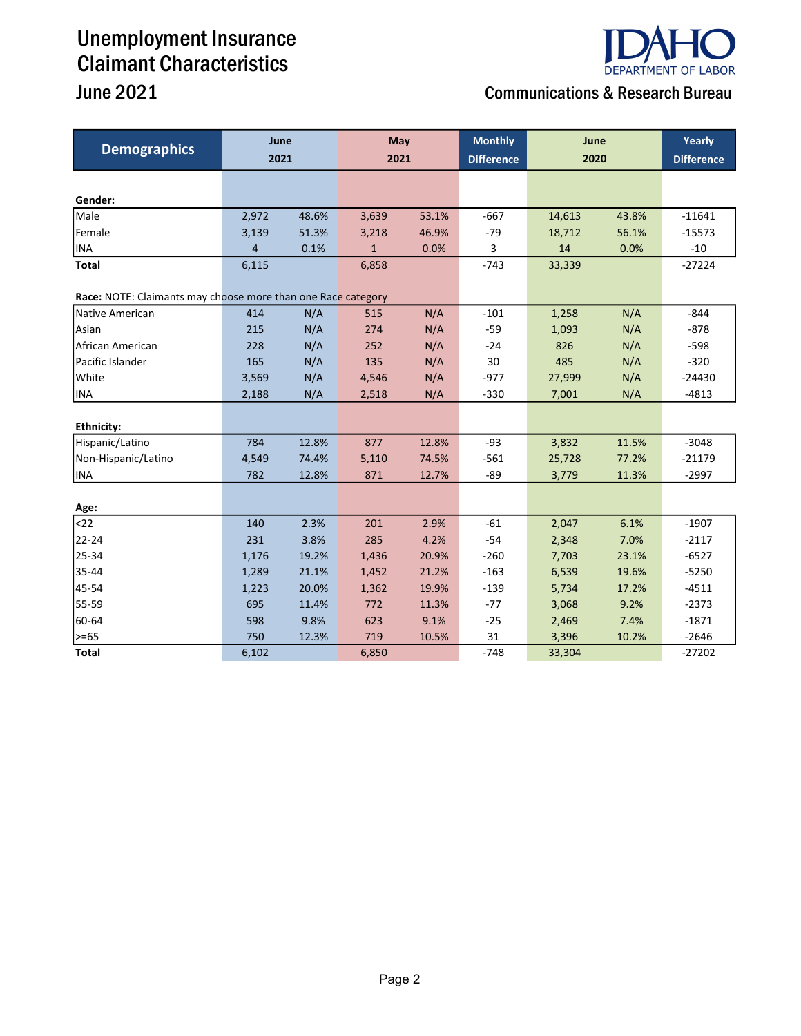# Unemployment Insurance Claimant Characteristics

## June 2021

IDAHO DEPARTMENT OF LABOR

Communications & Research Bureau

| Demographics | June 2021 | | May 2021 | | Monthly Difference | June 2020 | | Yearly Difference |
|---|---|---|---|---|---|---|---|---|
| **Gender:** | | | | | | | | |
| Male | 2,972 | 48.6% | 3,639 | 53.1% | -667 | 14,613 | 43.8% | -11641 |
| Female | 3,139 | 51.3% | 3,218 | 46.9% | -79 | 18,712 | 56.1% | -15573 |
| INA | 4 | 0.1% | 1 | 0.0% | 3 | 14 | 0.0% | -10 |
| **Total** | 6,115 | | 6,858 | | -743 | 33,339 | | -27224 |
| **Race:** NOTE: Claimants may choose more than one Race category | | | | | | | | |
| Native American | 414 | N/A | 515 | N/A | -101 | 1,258 | N/A | -844 |
| Asian | 215 | N/A | 274 | N/A | -59 | 1,093 | N/A | -878 |
| African American | 228 | N/A | 252 | N/A | -24 | 826 | N/A | -598 |
| Pacific Islander | 165 | N/A | 135 | N/A | 30 | 485 | N/A | -320 |
| White | 3,569 | N/A | 4,546 | N/A | -977 | 27,999 | N/A | -24430 |
| INA | 2,188 | N/A | 2,518 | N/A | -330 | 7,001 | N/A | -4813 |
| **Ethnicity:** | | | | | | | | |
| Hispanic/Latino | 784 | 12.8% | 877 | 12.8% | -93 | 3,832 | 11.5% | -3048 |
| Non-Hispanic/Latino | 4,549 | 74.4% | 5,110 | 74.5% | -561 | 25,728 | 77.2% | -21179 |
| INA | 782 | 12.8% | 871 | 12.7% | -89 | 3,779 | 11.3% | -2997 |
| **Age:** | | | | | | | | |
| <22 | 140 | 2.3% | 201 | 2.9% | -61 | 2,047 | 6.1% | -1907 |
| 22-24 | 231 | 3.8% | 285 | 4.2% | -54 | 2,348 | 7.0% | -2117 |
| 25-34 | 1,176 | 19.2% | 1,436 | 20.9% | -260 | 7,703 | 23.1% | -6527 |
| 35-44 | 1,289 | 21.1% | 1,452 | 21.2% | -163 | 6,539 | 19.6% | -5250 |
| 45-54 | 1,223 | 20.0% | 1,362 | 19.9% | -139 | 5,734 | 17.2% | -4511 |
| 55-59 | 695 | 11.4% | 772 | 11.3% | -77 | 3,068 | 9.2% | -2373 |
| 60-64 | 598 | 9.8% | 623 | 9.1% | -25 | 2,469 | 7.4% | -1871 |
| >=65 | 750 | 12.3% | 719 | 10.5% | 31 | 3,396 | 10.2% | -2646 |
| **Total** | 6,102 | | 6,850 | | -748 | 33,304 | | -27202 |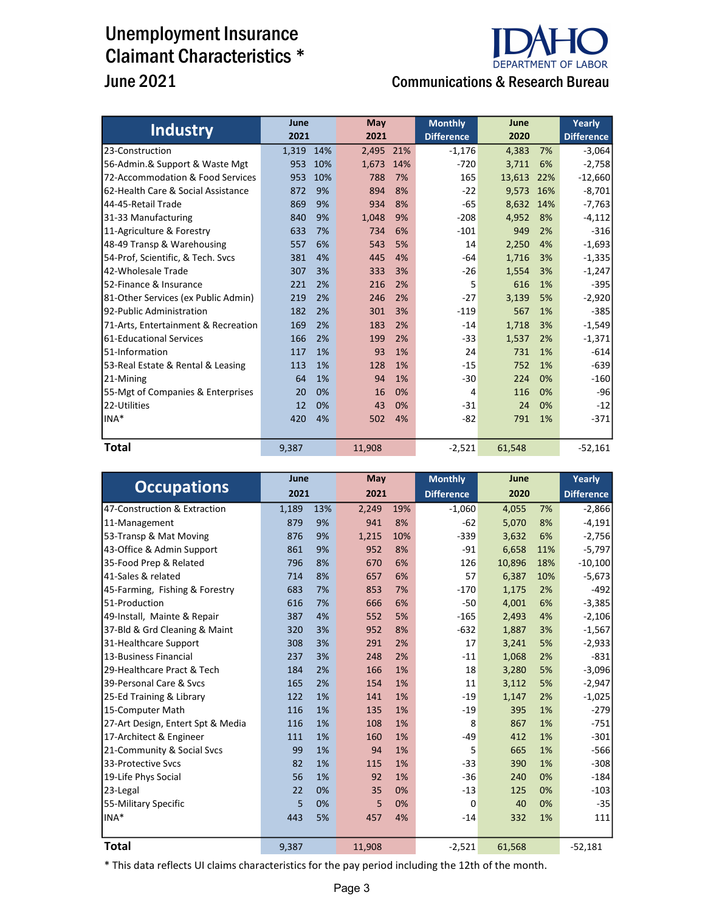# Unemployment Insurance Claimant Characteristics *

## June 2021

IDAHO DEPARTMENT OF LABOR

Communications & Research Bureau

| Industry | June 2021 | | May 2021 | | Monthly Difference | June 2020 | | Yearly Difference |
|---|---|---|---|---|---|---|---|---|
| 23-Construction | 1,319 | 14% | 2,495 | 21% | -1,176 | 4,383 | 7% | -3,064 |
| 56-Admin.& Support & Waste Mgt | 953 | 10% | 1,673 | 14% | -720 | 3,711 | 6% | -2,758 |
| 72-Accommodation & Food Services | 953 | 10% | 788 | 7% | 165 | 13,613 | 22% | -12,660 |
| 62-Health Care & Social Assistance | 872 | 9% | 894 | 8% | -22 | 9,573 | 16% | -8,701 |
| 44-45-Retail Trade | 869 | 9% | 934 | 8% | -65 | 8,632 | 14% | -7,763 |
| 31-33 Manufacturing | 840 | 9% | 1,048 | 9% | -208 | 4,952 | 8% | -4,112 |
| 11-Agriculture & Forestry | 633 | 7% | 734 | 6% | -101 | 949 | 2% | -316 |
| 48-49 Transp & Warehousing | 557 | 6% | 543 | 5% | 14 | 2,250 | 4% | -1,693 |
| 54-Prof, Scientific, & Tech. Svcs | 381 | 4% | 445 | 4% | -64 | 1,716 | 3% | -1,335 |
| 42-Wholesale Trade | 307 | 3% | 333 | 3% | -26 | 1,554 | 3% | -1,247 |
| 52-Finance & Insurance | 221 | 2% | 216 | 2% | 5 | 616 | 1% | -395 |
| 81-Other Services (ex Public Admin) | 219 | 2% | 246 | 2% | -27 | 3,139 | 5% | -2,920 |
| 92-Public Administration | 182 | 2% | 301 | 3% | -119 | 567 | 1% | -385 |
| 71-Arts, Entertainment & Recreation | 169 | 2% | 183 | 2% | -14 | 1,718 | 3% | -1,549 |
| 61-Educational Services | 166 | 2% | 199 | 2% | -33 | 1,537 | 2% | -1,371 |
| 51-Information | 117 | 1% | 93 | 1% | 24 | 731 | 1% | -614 |
| 53-Real Estate & Rental & Leasing | 113 | 1% | 128 | 1% | -15 | 752 | 1% | -639 |
| 21-Mining | 64 | 1% | 94 | 1% | -30 | 224 | 0% | -160 |
| 55-Mgt of Companies & Enterprises | 20 | 0% | 16 | 0% | 4 | 116 | 0% | -96 |
| 22-Utilities | 12 | 0% | 43 | 0% | -31 | 24 | 0% | -12 |
| INA* | 420 | 4% | 502 | 4% | -82 | 791 | 1% | -371 |
| **Total** | 9,387 | | 11,908 | | -2,521 | 61,548 | | -52,161 |

| Occupations | June 2021 | | May 2021 | | Monthly Difference | June 2020 | | Yearly Difference |
|---|---|---|---|---|---|---|---|---|
| 47-Construction & Extraction | 1,189 | 13% | 2,249 | 19% | -1,060 | 4,055 | 7% | -2,866 |
| 11-Management | 879 | 9% | 941 | 8% | -62 | 5,070 | 8% | -4,191 |
| 53-Transp & Mat Moving | 876 | 9% | 1,215 | 10% | -339 | 3,632 | 6% | -2,756 |
| 43-Office & Admin Support | 861 | 9% | 952 | 8% | -91 | 6,658 | 11% | -5,797 |
| 35-Food Prep & Related | 796 | 8% | 670 | 6% | 126 | 10,896 | 18% | -10,100 |
| 41-Sales & related | 714 | 8% | 657 | 6% | 57 | 6,387 | 10% | -5,673 |
| 45-Farming, Fishing & Forestry | 683 | 7% | 853 | 7% | -170 | 1,175 | 2% | -492 |
| 51-Production | 616 | 7% | 666 | 6% | -50 | 4,001 | 6% | -3,385 |
| 49-Install, Mainte & Repair | 387 | 4% | 552 | 5% | -165 | 2,493 | 4% | -2,106 |
| 37-Bld & Grd Cleaning & Maint | 320 | 3% | 952 | 8% | -632 | 1,887 | 3% | -1,567 |
| 31-Healthcare Support | 308 | 3% | 291 | 2% | 17 | 3,241 | 5% | -2,933 |
| 13-Business Financial | 237 | 3% | 248 | 2% | -11 | 1,068 | 2% | -831 |
| 29-Healthcare Pract & Tech | 184 | 2% | 166 | 1% | 18 | 3,280 | 5% | -3,096 |
| 39-Personal Care & Svcs | 165 | 2% | 154 | 1% | 11 | 3,112 | 5% | -2,947 |
| 25-Ed Training & Library | 122 | 1% | 141 | 1% | -19 | 1,147 | 2% | -1,025 |
| 15-Computer Math | 116 | 1% | 135 | 1% | -19 | 395 | 1% | -279 |
| 27-Art Design, Entert Spt & Media | 116 | 1% | 108 | 1% | 8 | 867 | 1% | -751 |
| 17-Architect & Engineer | 111 | 1% | 160 | 1% | -49 | 412 | 1% | -301 |
| 21-Community & Social Svcs | 99 | 1% | 94 | 1% | 5 | 665 | 1% | -566 |
| 33-Protective Svcs | 82 | 1% | 115 | 1% | -33 | 390 | 1% | -308 |
| 19-Life Phys Social | 56 | 1% | 92 | 1% | -36 | 240 | 0% | -184 |
| 23-Legal | 22 | 0% | 35 | 0% | -13 | 125 | 0% | -103 |
| 55-Military Specific | 5 | 0% | 5 | 0% | 0 | 40 | 0% | -35 |
| INA* | 443 | 5% | 457 | 4% | -14 | 332 | 1% | 111 |
| **Total** | 9,387 | | 11,908 | | -2,521 | 61,568 | | -52,181 |

* This data reflects UI claims characteristics for the pay period including the 12th of the month.